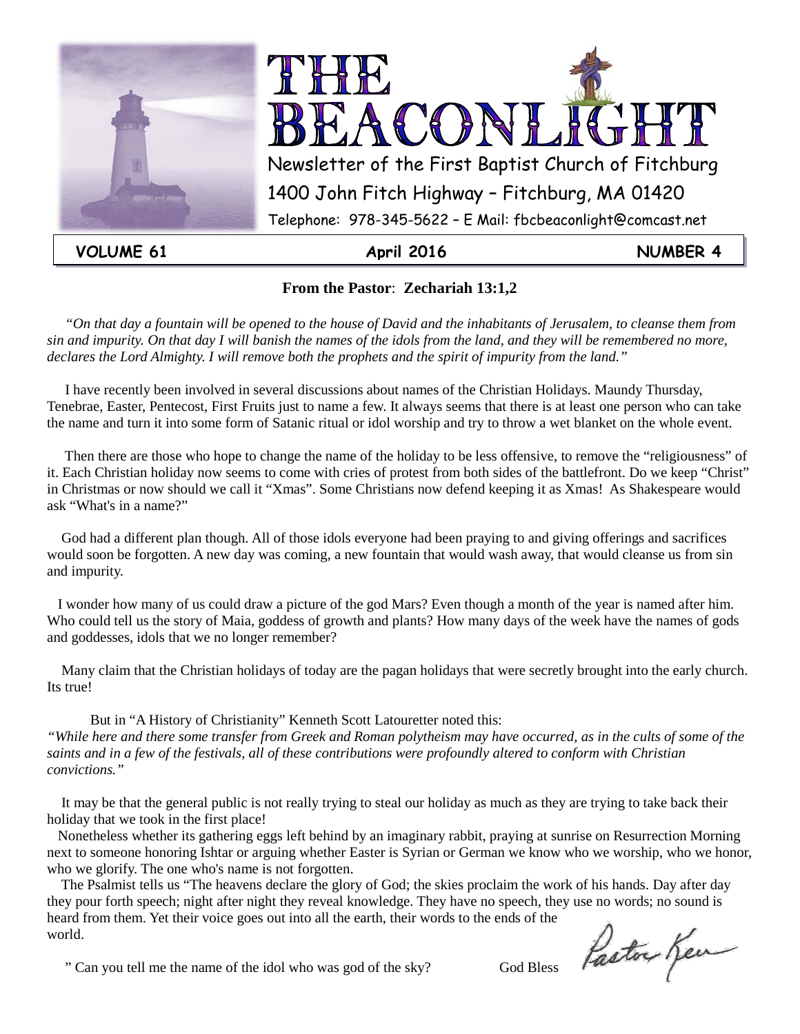# THE BEACONLIGHT

Newsletter of the First Baptist Church of Fitchburg

1400 John Fitch Highway – Fitchburg, MA 01420

Telephone: 978-345-5622 – E Mail: fbcbeaconlight@comcast.net

**VOLUME 61** **April 2016** **NUMBER 4**

## From the Pastor: Zechariah 13:1,2

*"On that day a fountain will be opened to the house of David and the inhabitants of Jerusalem, to cleanse them from sin and impurity. On that day I will banish the names of the idols from the land, and they will be remembered no more, declares the Lord Almighty. I will remove both the prophets and the spirit of impurity from the land."*

I have recently been involved in several discussions about names of the Christian Holidays. Maundy Thursday, Tenebrae, Easter, Pentecost, First Fruits just to name a few. It always seems that there is at least one person who can take the name and turn it into some form of Satanic ritual or idol worship and try to throw a wet blanket on the whole event.

Then there are those who hope to change the name of the holiday to be less offensive, to remove the "religiousness" of it. Each Christian holiday now seems to come with cries of protest from both sides of the battlefront. Do we keep "Christ" in Christmas or now should we call it "Xmas". Some Christians now defend keeping it as Xmas! As Shakespeare would ask "What's in a name?"

God had a different plan though. All of those idols everyone had been praying to and giving offerings and sacrifices would soon be forgotten. A new day was coming, a new fountain that would wash away, that would cleanse us from sin and impurity.

I wonder how many of us could draw a picture of the god Mars? Even though a month of the year is named after him. Who could tell us the story of Maia, goddess of growth and plants? How many days of the week have the names of gods and goddesses, idols that we no longer remember?

Many claim that the Christian holidays of today are the pagan holidays that were secretly brought into the early church. Its true!

But in "A History of Christianity" Kenneth Scott Latouretter noted this:

*"While here and there some transfer from Greek and Roman polytheism may have occurred, as in the cults of some of the saints and in a few of the festivals, all of these contributions were profoundly altered to conform with Christian convictions."*

It may be that the general public is not really trying to steal our holiday as much as they are trying to take back their holiday that we took in the first place!

Nonetheless whether its gathering eggs left behind by an imaginary rabbit, praying at sunrise on Resurrection Morning next to someone honoring Ishtar or arguing whether Easter is Syrian or German we know who we worship, who we honor, who we glorify. The one who's name is not forgotten.

The Psalmist tells us "The heavens declare the glory of God; the skies proclaim the work of his hands. Day after day they pour forth speech; night after night they reveal knowledge. They have no speech, they use no words; no sound is heard from them. Yet their voice goes out into all the earth, their words to the ends of the world.

" Can you tell me the name of the idol who was god of the sky? God Bless Pastor Ken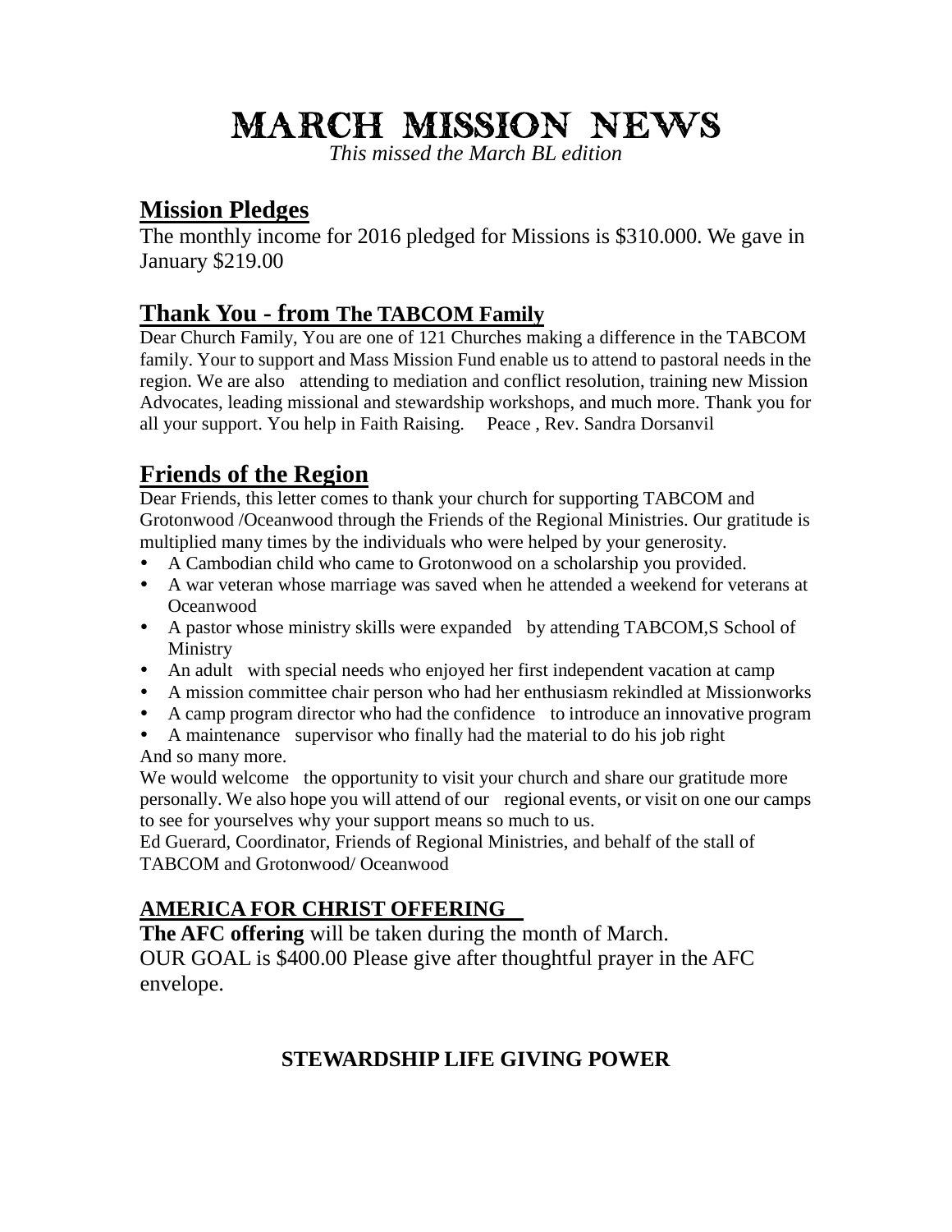# MARCH MISSION NEWS

*This missed the March BL edition*

## Mission Pledges

The monthly income for 2016 pledged for Missions is $310.000. We gave in January $219.00

## Thank You - from The TABCOM Family

Dear Church Family, You are one of 121 Churches making a difference in the TABCOM family. Your to support and Mass Mission Fund enable us to attend to pastoral needs in the region. We are also attending to mediation and conflict resolution, training new Mission Advocates, leading missional and stewardship workshops, and much more. Thank you for all your support. You help in Faith Raising. Peace , Rev. Sandra Dorsanvil

## Friends of the Region

Dear Friends, this letter comes to thank your church for supporting TABCOM and Grotonwood /Oceanwood through the Friends of the Regional Ministries. Our gratitude is multiplied many times by the individuals who were helped by your generosity.

- A Cambodian child who came to Grotonwood on a scholarship you provided.
- A war veteran whose marriage was saved when he attended a weekend for veterans at Oceanwood
- A pastor whose ministry skills were expanded by attending TABCOM,S School of Ministry
- An adult with special needs who enjoyed her first independent vacation at camp
- A mission committee chair person who had her enthusiasm rekindled at Missionworks
- A camp program director who had the confidence to introduce an innovative program
- A maintenance supervisor who finally had the material to do his job right

And so many more.

We would welcome the opportunity to visit your church and share our gratitude more personally. We also hope you will attend of our regional events, or visit on one our camps to see for yourselves why your support means so much to us.

Ed Guerard, Coordinator, Friends of Regional Ministries, and behalf of the stall of TABCOM and Grotonwood/ Oceanwood

## AMERICA FOR CHRIST OFFERING

**The AFC offering** will be taken during the month of March.

OUR GOAL is $400.00 Please give after thoughtful prayer in the AFC envelope.

### STEWARDSHIP LIFE GIVING POWER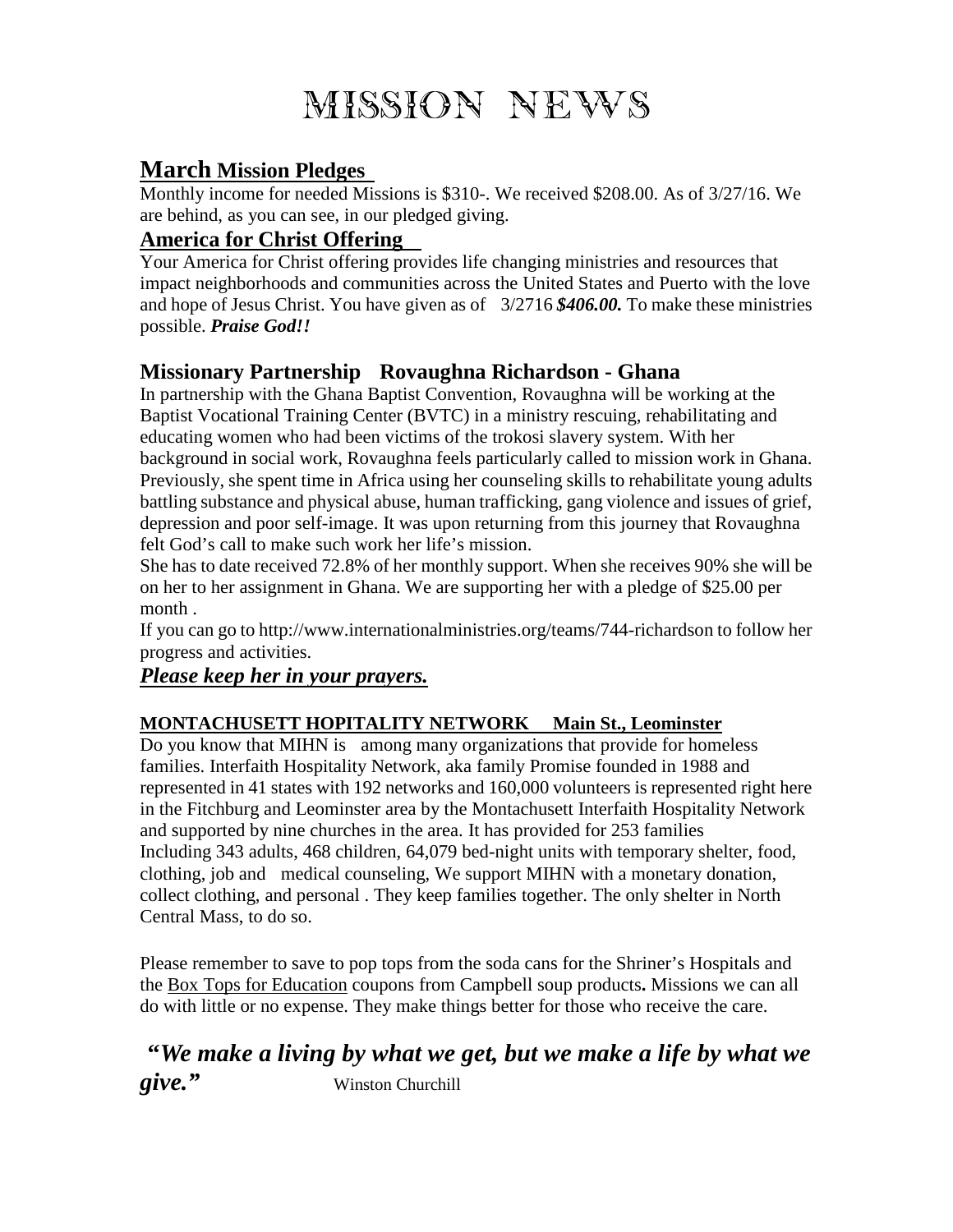# MISSION NEWS

## March Mission Pledges

Monthly income for needed Missions is $310-. We received $208.00. As of 3/27/16. We are behind, as you can see, in our pledged giving.

### America for Christ Offering

Your America for Christ offering provides life changing ministries and resources that impact neighborhoods and communities across the United States and Puerto with the love and hope of Jesus Christ. You have given as of 3/2716 ***$406.00.*** To make these ministries possible. ***Praise God!!***

## Missionary Partnership Rovaughna Richardson - Ghana

In partnership with the Ghana Baptist Convention, Rovaughna will be working at the Baptist Vocational Training Center (BVTC) in a ministry rescuing, rehabilitating and educating women who had been victims of the trokosi slavery system. With her background in social work, Rovaughna feels particularly called to mission work in Ghana. Previously, she spent time in Africa using her counseling skills to rehabilitate young adults battling substance and physical abuse, human trafficking, gang violence and issues of grief, depression and poor self-image. It was upon returning from this journey that Rovaughna felt God's call to make such work her life's mission.

She has to date received 72.8% of her monthly support. When she receives 90% she will be on her to her assignment in Ghana. We are supporting her with a pledge of $25.00 per month .

If you can go to http://www.internationalministries.org/teams/744-richardson to follow her progress and activities.

### ***Please keep her in your prayers.***

**MONTACHUSETT HOPITALITY NETWORK Main St., Leominster**

Do you know that MIHN is among many organizations that provide for homeless families. Interfaith Hospitality Network, aka family Promise founded in 1988 and represented in 41 states with 192 networks and 160,000 volunteers is represented right here in the Fitchburg and Leominster area by the Montachusett Interfaith Hospitality Network and supported by nine churches in the area. It has provided for 253 families Including 343 adults, 468 children, 64,079 bed-night units with temporary shelter, food, clothing, job and medical counseling, We support MIHN with a monetary donation, collect clothing, and personal . They keep families together. The only shelter in North Central Mass, to do so.

Please remember to save to pop tops from the soda cans for the Shriner's Hospitals and the Box Tops for Education coupons from Campbell soup products**.** Missions we can all do with little or no expense. They make things better for those who receive the care.

***"We make a living by what we get, but we make a life by what we give."*** Winston Churchill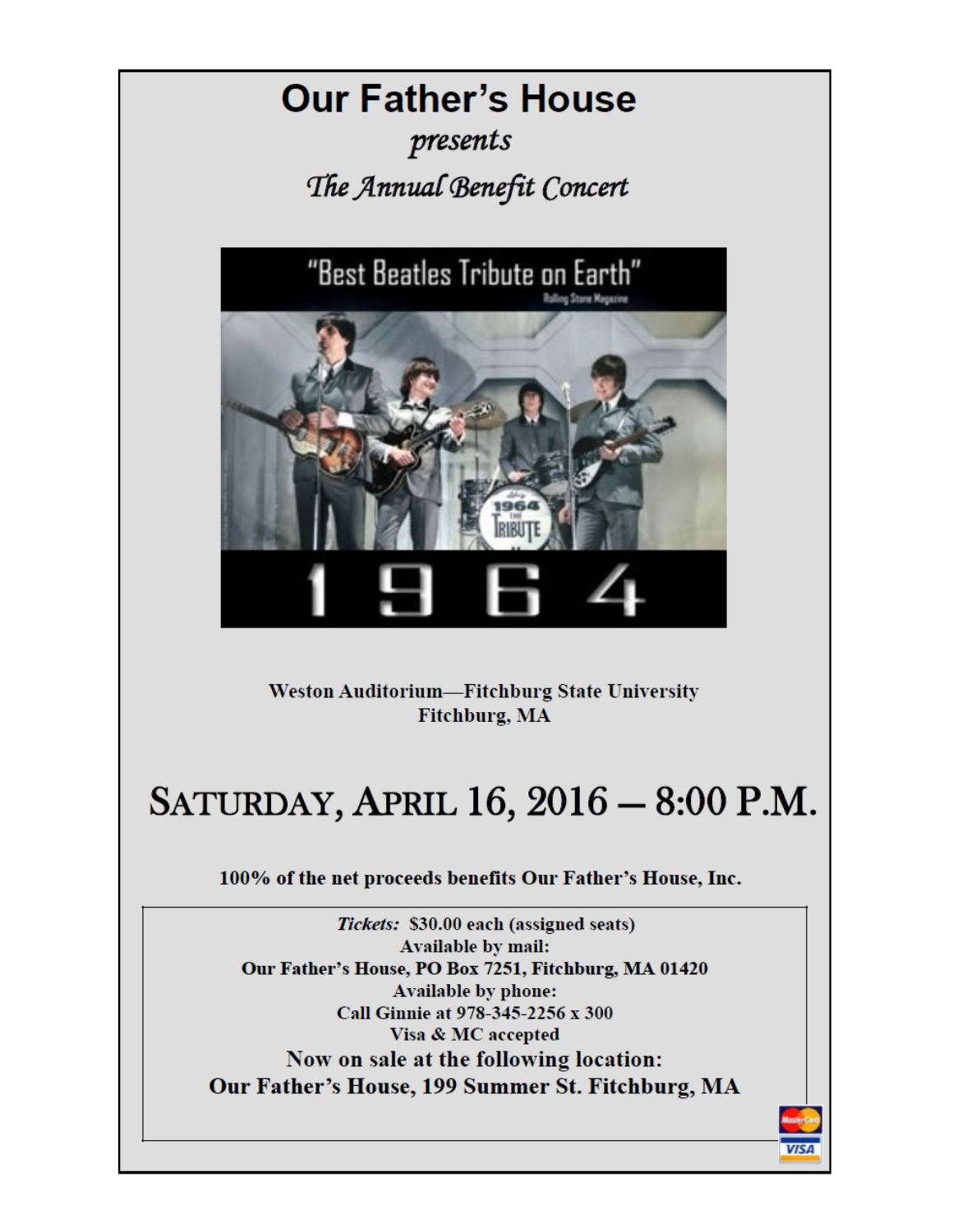# Our Father's House

*presents*

*The Annual Benefit Concert*

**Weston Auditorium—Fitchburg State University**
**Fitchburg, MA**

## SATURDAY, APRIL 16, 2016 – 8:00 P.M.

**100% of the net proceeds benefits Our Father's House, Inc.**

***Tickets:*** **$30.00 each (assigned seats)**
**Available by mail:**
**Our Father's House, PO Box 7251, Fitchburg, MA 01420**
**Available by phone:**
**Call Ginnie at 978-345-2256 x 300**
**Visa & MC accepted**
**Now on sale at the following location:**
**Our Father's House, 199 Summer St. Fitchburg, MA**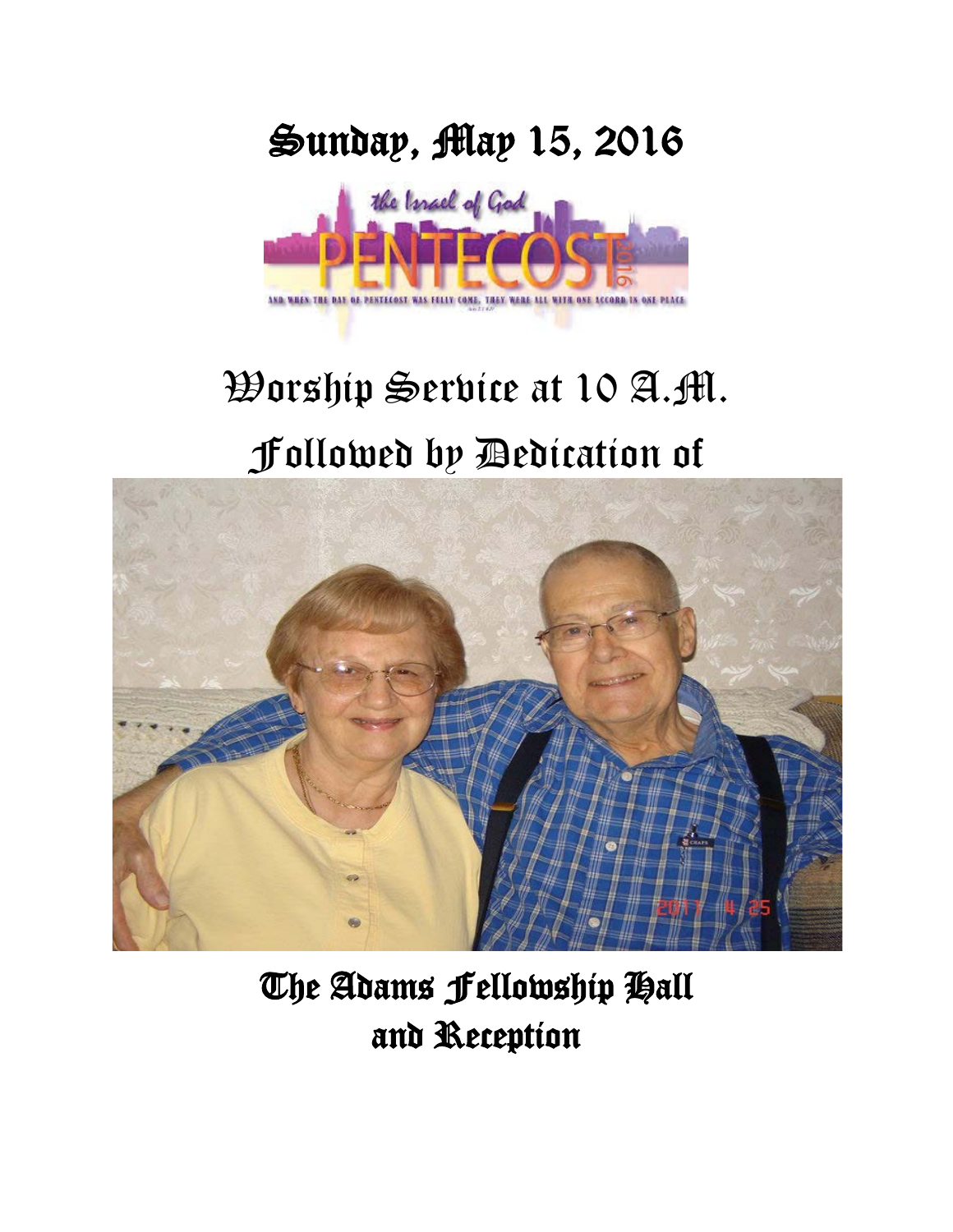# Sunday, May 15, 2016

# Worship Service at 10 A.M.

# Followed by Dedication of

# The Adams Fellowship Hall and Reception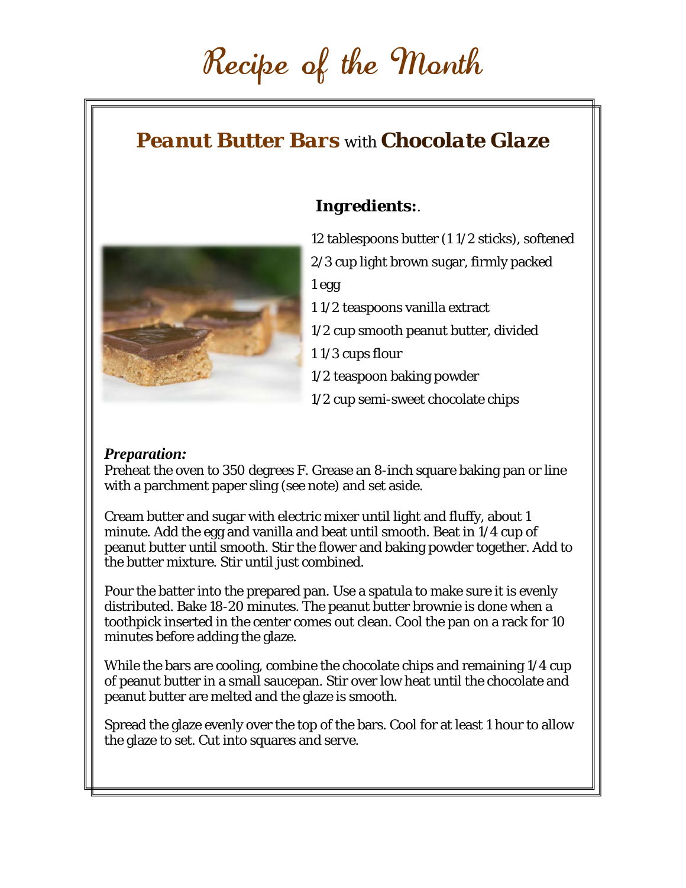# Recipe of the Month

## **Peanut Butter Bars** with ***Chocolate Glaze***

**Ingredients:**.

12 tablespoons butter (1 1/2 sticks), softened

2/3 cup light brown sugar, firmly packed

1 egg

1 1/2 teaspoons vanilla extract

1/2 cup smooth peanut butter, divided

1 1/3 cups flour

1/2 teaspoon baking powder

1/2 cup semi-sweet chocolate chips

***Preparation:***

Preheat the oven to 350 degrees F. Grease an 8-inch square baking pan or line with a parchment paper sling (see note) and set aside.

Cream butter and sugar with electric mixer until light and fluffy, about 1 minute. Add the egg and vanilla and beat until smooth. Beat in 1/4 cup of peanut butter until smooth. Stir the flower and baking powder together. Add to the butter mixture. Stir until just combined.

Pour the batter into the prepared pan. Use a spatula to make sure it is evenly distributed. Bake 18-20 minutes. The peanut butter brownie is done when a toothpick inserted in the center comes out clean. Cool the pan on a rack for 10 minutes before adding the glaze.

While the bars are cooling, combine the chocolate chips and remaining 1/4 cup of peanut butter in a small saucepan. Stir over low heat until the chocolate and peanut butter are melted and the glaze is smooth.

Spread the glaze evenly over the top of the bars. Cool for at least 1 hour to allow the glaze to set. Cut into squares and serve.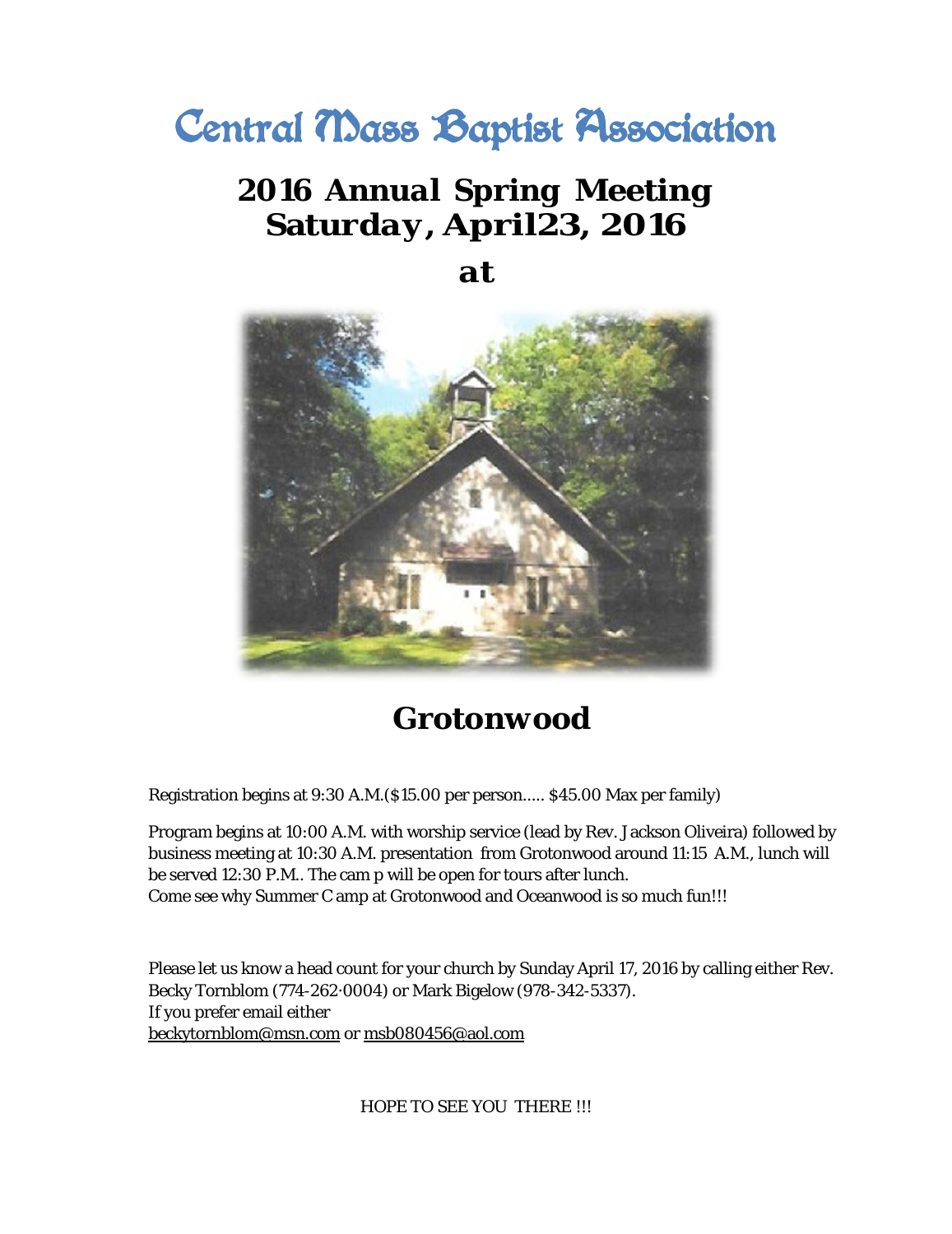# Central Mass Baptist Association

## 2016 Annual Spring Meeting
## Saturday, April23, 2016

## at

## Grotonwood

Registration begins at 9:30 A.M.($15.00 per person..... $45.00 Max per family)

Program begins at 10:00 A.M. with worship service (lead by Rev. Jackson Oliveira) followed by business meeting at 10:30 A.M. presentation from Grotonwood around 11:15 A.M., lunch will be served 12:30 P.M.. The cam p will be open for tours after lunch.
Come see why Summer C amp at Grotonwood and Oceanwood is so much fun!!!

Please let us know a head count for your church by Sunday April 17, 2016 by calling either Rev. Becky Tornblom (774-262-0004) or Mark Bigelow (978-342-5337).
If you prefer email either
beckytornblom@msn.com or msb080456@aol.com

HOPE TO SEE YOU THERE !!!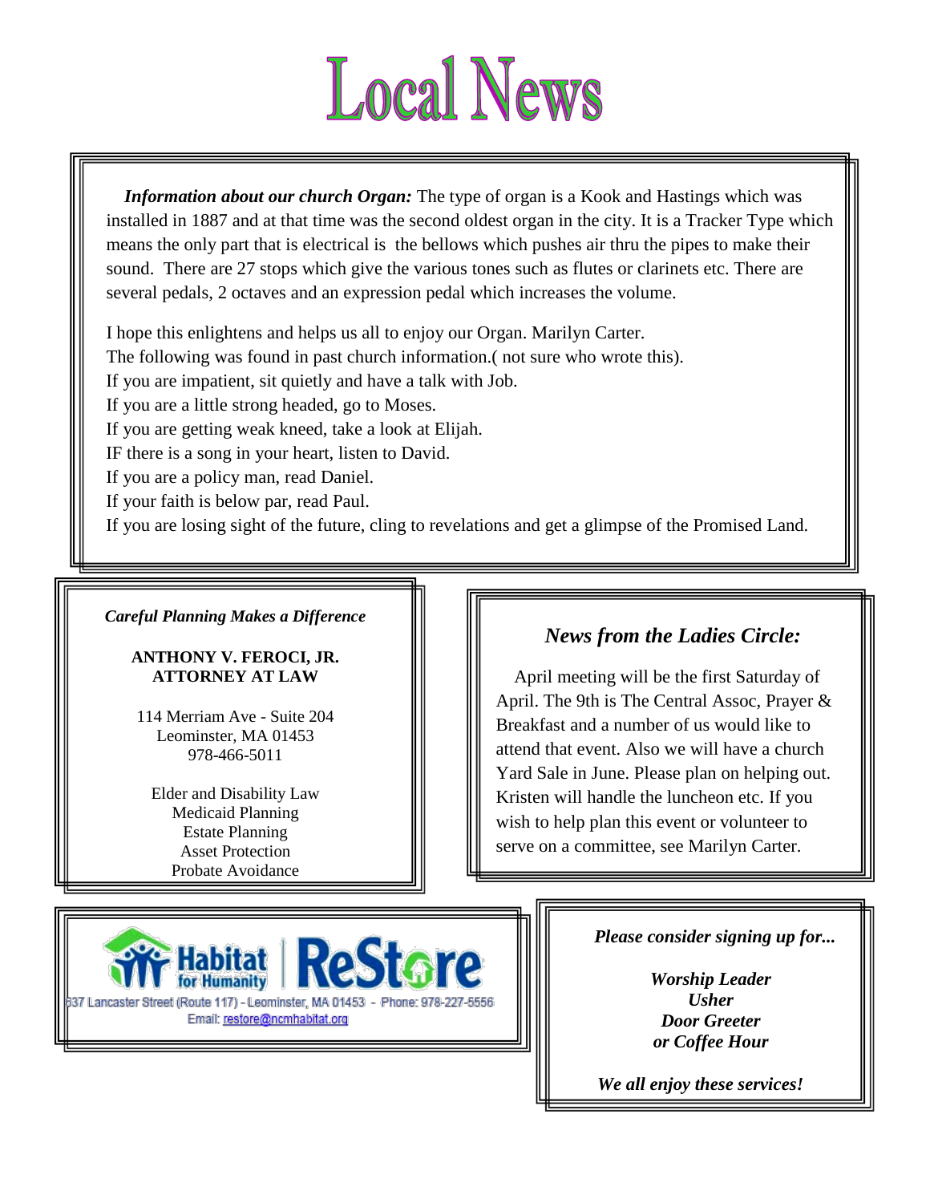# Local News

***Information about our church Organ:*** The type of organ is a Kook and Hastings which was installed in 1887 and at that time was the second oldest organ in the city. It is a Tracker Type which means the only part that is electrical is the bellows which pushes air thru the pipes to make their sound. There are 27 stops which give the various tones such as flutes or clarinets etc. There are several pedals, 2 octaves and an expression pedal which increases the volume.

I hope this enlightens and helps us all to enjoy our Organ. Marilyn Carter.
The following was found in past church information.( not sure who wrote this).
If you are impatient, sit quietly and have a talk with Job.
If you are a little strong headed, go to Moses.
If you are getting weak kneed, take a look at Elijah.
IF there is a song in your heart, listen to David.
If you are a policy man, read Daniel.
If your faith is below par, read Paul.
If you are losing sight of the future, cling to revelations and get a glimpse of the Promised Land.

***Careful Planning Makes a Difference***

**ANTHONY V. FEROCI, JR.**
**ATTORNEY AT LAW**

114 Merriam Ave - Suite 204
Leominster, MA 01453
978-466-5011

Elder and Disability Law
Medicaid Planning
Estate Planning
Asset Protection
Probate Avoidance

## *News from the Ladies Circle:*

April meeting will be the first Saturday of April. The 9th is The Central Assoc, Prayer & Breakfast and a number of us would like to attend that event. Also we will have a church Yard Sale in June. Please plan on helping out. Kristen will handle the luncheon etc. If you wish to help plan this event or volunteer to serve on a committee, see Marilyn Carter.

Habitat for Humanity | ReStore
637 Lancaster Street (Route 117) - Leominster, MA 01453 - Phone: 978-227-5556
Email: restore@ncmhabitat.org

***Please consider signing up for...***

***Worship Leader***
***Usher***
***Door Greeter***
***or Coffee Hour***

***We all enjoy these services!***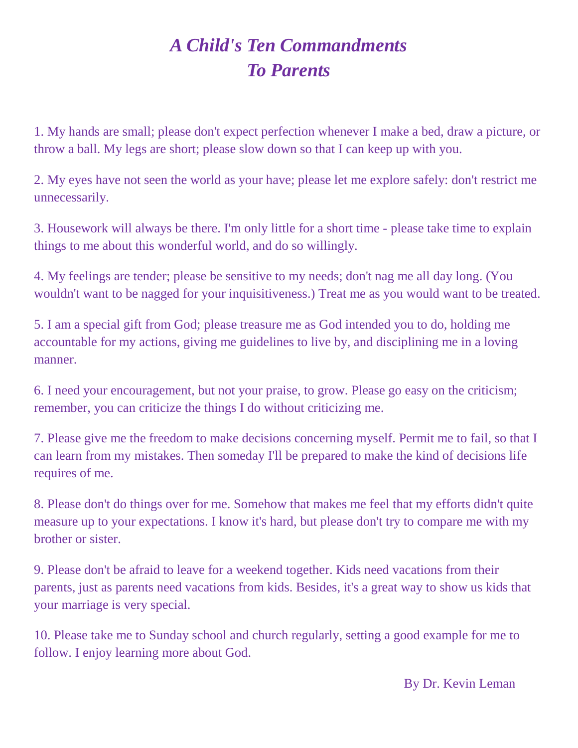# *A Child's Ten Commandments To Parents*

1. My hands are small; please don't expect perfection whenever I make a bed, draw a picture, or throw a ball. My legs are short; please slow down so that I can keep up with you.

2. My eyes have not seen the world as your have; please let me explore safely: don't restrict me unnecessarily.

3. Housework will always be there. I'm only little for a short time - please take time to explain things to me about this wonderful world, and do so willingly.

4. My feelings are tender; please be sensitive to my needs; don't nag me all day long. (You wouldn't want to be nagged for your inquisitiveness.) Treat me as you would want to be treated.

5. I am a special gift from God; please treasure me as God intended you to do, holding me accountable for my actions, giving me guidelines to live by, and disciplining me in a loving manner.

6. I need your encouragement, but not your praise, to grow. Please go easy on the criticism; remember, you can criticize the things I do without criticizing me.

7. Please give me the freedom to make decisions concerning myself. Permit me to fail, so that I can learn from my mistakes. Then someday I'll be prepared to make the kind of decisions life requires of me.

8. Please don't do things over for me. Somehow that makes me feel that my efforts didn't quite measure up to your expectations. I know it's hard, but please don't try to compare me with my brother or sister.

9. Please don't be afraid to leave for a weekend together. Kids need vacations from their parents, just as parents need vacations from kids. Besides, it's a great way to show us kids that your marriage is very special.

10. Please take me to Sunday school and church regularly, setting a good example for me to follow. I enjoy learning more about God.

By Dr. Kevin Leman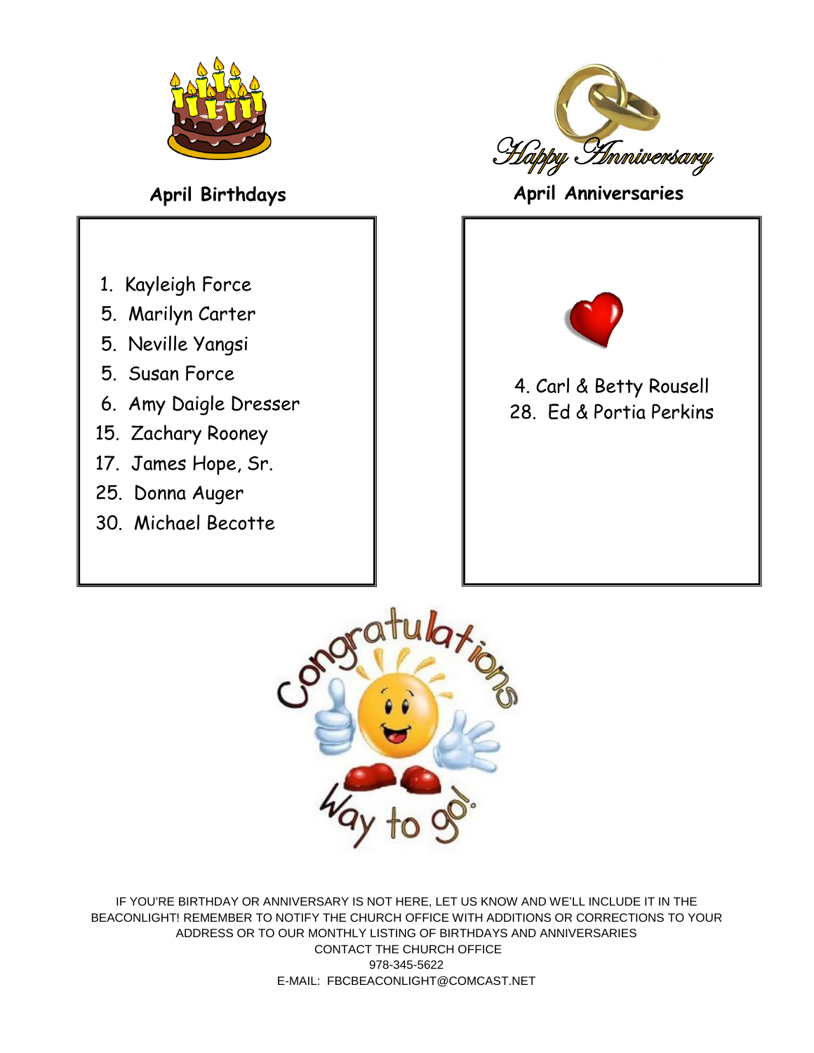## April Birthdays

1. Kayleigh Force
5. Marilyn Carter
5. Neville Yangsi
5. Susan Force
6. Amy Daigle Dresser
15. Zachary Rooney
17. James Hope, Sr.
25. Donna Auger
30. Michael Becotte

## April Anniversaries

4. Carl & Betty Rousell
28. Ed & Portia Perkins

IF YOU'RE BIRTHDAY OR ANNIVERSARY IS NOT HERE, LET US KNOW AND WE'LL INCLUDE IT IN THE BEACONLIGHT! REMEMBER TO NOTIFY THE CHURCH OFFICE WITH ADDITIONS OR CORRECTIONS TO YOUR ADDRESS OR TO OUR MONTHLY LISTING OF BIRTHDAYS AND ANNIVERSARIES

CONTACT THE CHURCH OFFICE

978-345-5622

E-MAIL: FBCBEACONLIGHT@COMCAST.NET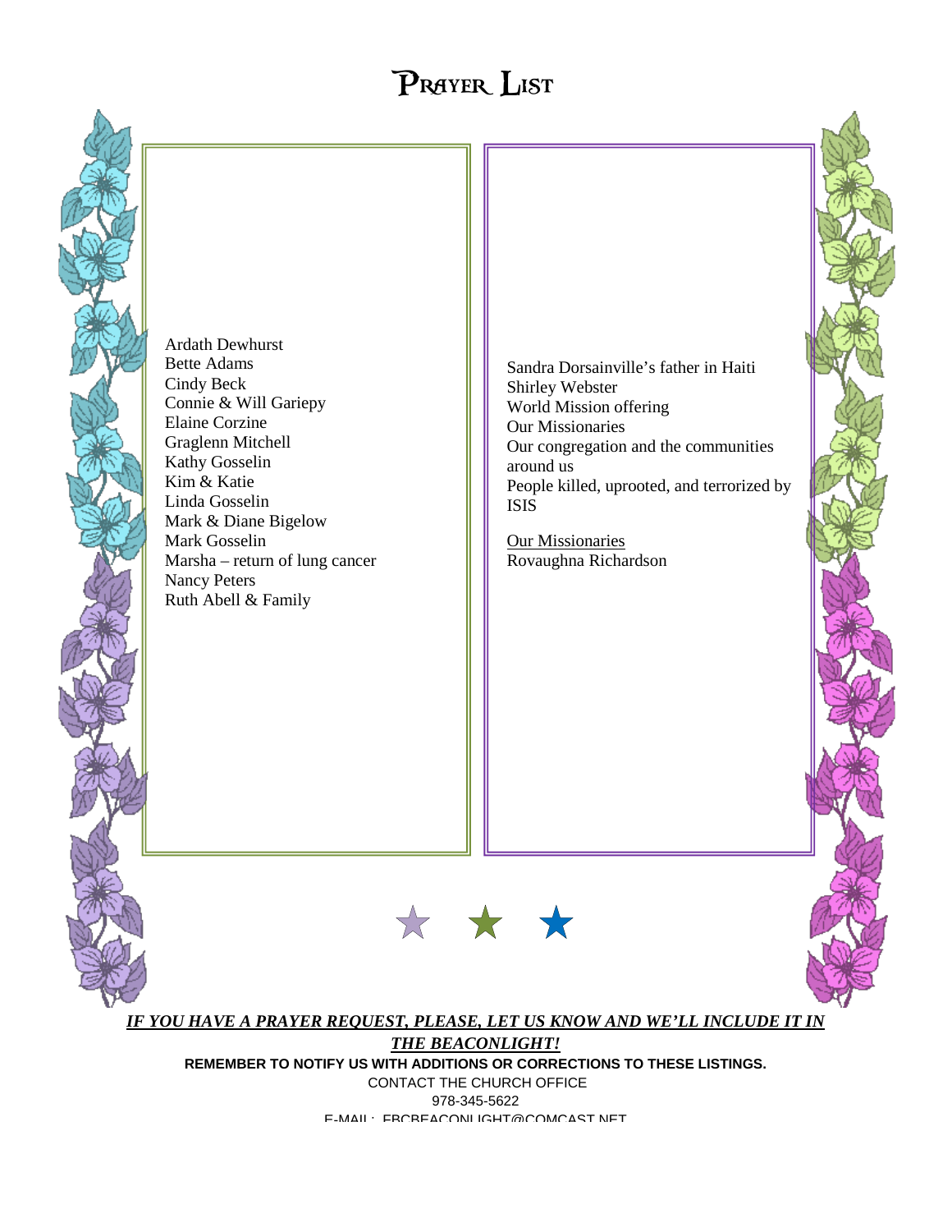# Prayer List

Ardath Dewhurst
Bette Adams
Cindy Beck
Connie & Will Gariepy
Elaine Corzine
Graglenn Mitchell
Kathy Gosselin
Kim & Katie
Linda Gosselin
Mark & Diane Bigelow
Mark Gosselin
Marsha – return of lung cancer
Nancy Peters
Ruth Abell & Family

Sandra Dorsainville's father in Haiti
Shirley Webster
World Mission offering
Our Missionaries
Our congregation and the communities around us
People killed, uprooted, and terrorized by ISIS

Our Missionaries
Rovaughna Richardson

***IF YOU HAVE A PRAYER REQUEST, PLEASE, LET US KNOW AND WE'LL INCLUDE IT IN THE BEACONLIGHT!***

**REMEMBER TO NOTIFY US WITH ADDITIONS OR CORRECTIONS TO THESE LISTINGS.**

CONTACT THE CHURCH OFFICE
978-345-5622
E-MAIL: FBCBEACONLIGHT@COMCAST.NET